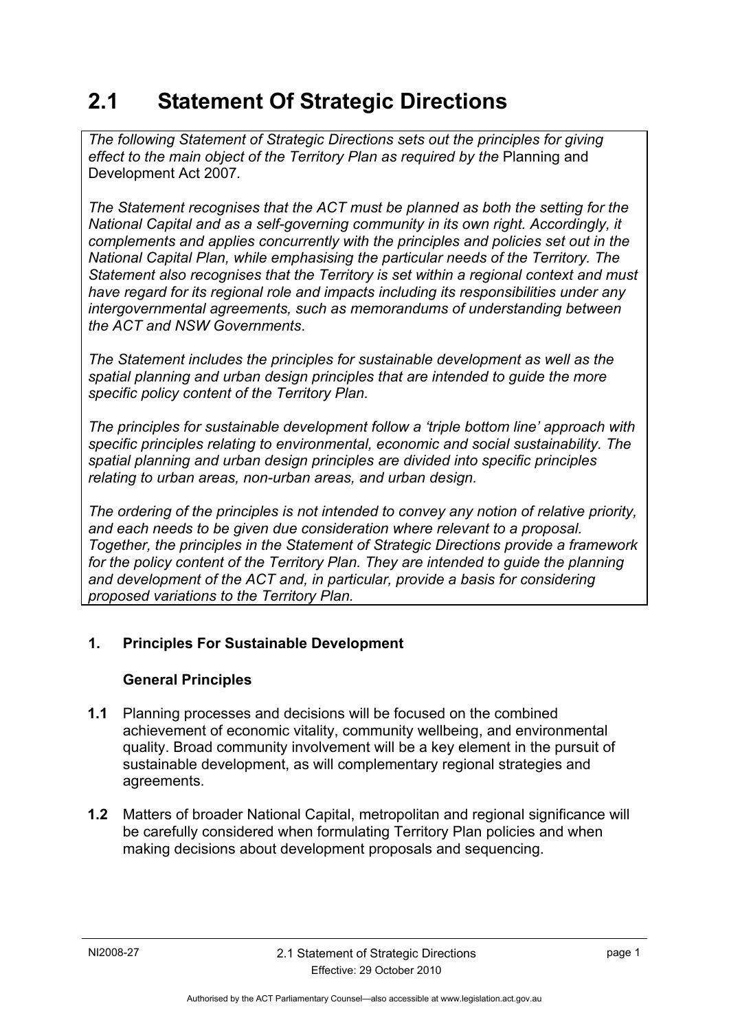# 2.1 Statement Of Strategic Directions

*The following Statement of Strategic Directions sets out the principles for giving effect to the main object of the Territory Plan as required by the* Planning and Development Act 2007*.*

*The Statement recognises that the ACT must be planned as both the setting for the National Capital and as a self-governing community in its own right. Accordingly, it complements and applies concurrently with the principles and policies set out in the National Capital Plan, while emphasising the particular needs of the Territory. The Statement also recognises that the Territory is set within a regional context and must have regard for its regional role and impacts including its responsibilities under any intergovernmental agreements, such as memorandums of understanding between the ACT and NSW Governments*.

*The Statement includes the principles for sustainable development as well as the spatial planning and urban design principles that are intended to guide the more specific policy content of the Territory Plan.*

*The principles for sustainable development follow a 'triple bottom line' approach with specific principles relating to environmental, economic and social sustainability. The spatial planning and urban design principles are divided into specific principles relating to urban areas, non-urban areas, and urban design.*

*The ordering of the principles is not intended to convey any notion of relative priority, and each needs to be given due consideration where relevant to a proposal. Together, the principles in the Statement of Strategic Directions provide a framework for the policy content of the Territory Plan. They are intended to guide the planning and development of the ACT and, in particular, provide a basis for considering proposed variations to the Territory Plan.*

## 1. Principles For Sustainable Development

### General Principles

**1.1** Planning processes and decisions will be focused on the combined achievement of economic vitality, community wellbeing, and environmental quality. Broad community involvement will be a key element in the pursuit of sustainable development, as will complementary regional strategies and agreements.

**1.2** Matters of broader National Capital, metropolitan and regional significance will be carefully considered when formulating Territory Plan policies and when making decisions about development proposals and sequencing.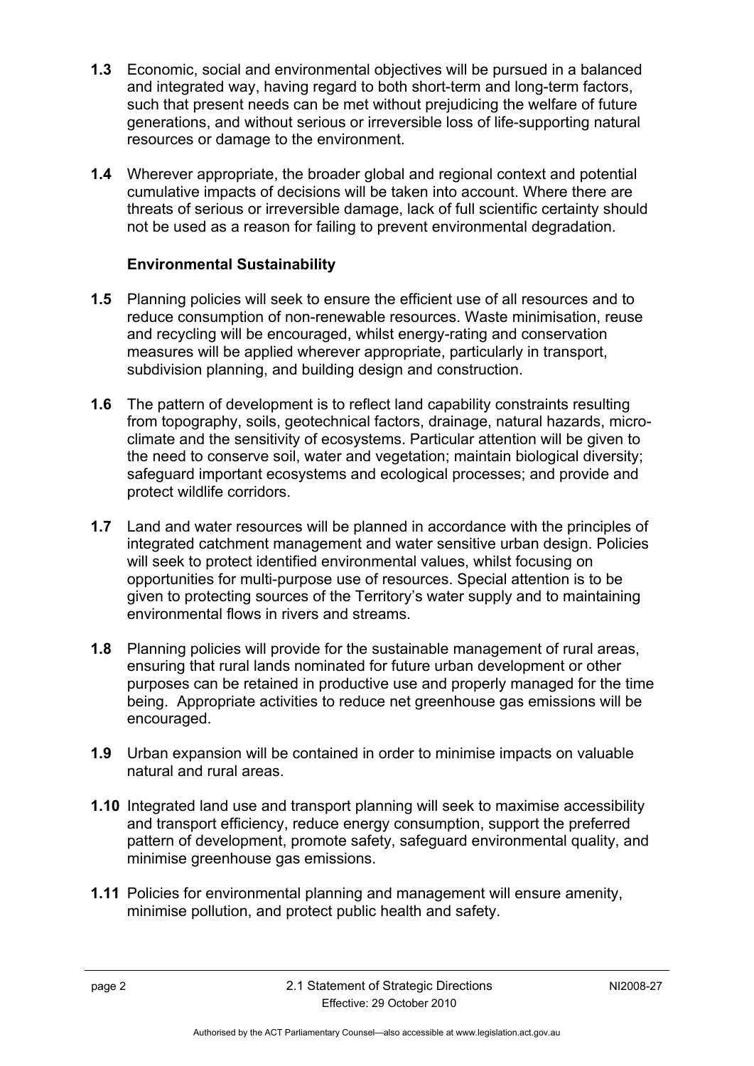**1.3** Economic, social and environmental objectives will be pursued in a balanced and integrated way, having regard to both short-term and long-term factors, such that present needs can be met without prejudicing the welfare of future generations, and without serious or irreversible loss of life-supporting natural resources or damage to the environment.

**1.4** Wherever appropriate, the broader global and regional context and potential cumulative impacts of decisions will be taken into account. Where there are threats of serious or irreversible damage, lack of full scientific certainty should not be used as a reason for failing to prevent environmental degradation.

### Environmental Sustainability

**1.5** Planning policies will seek to ensure the efficient use of all resources and to reduce consumption of non-renewable resources. Waste minimisation, reuse and recycling will be encouraged, whilst energy-rating and conservation measures will be applied wherever appropriate, particularly in transport, subdivision planning, and building design and construction.

**1.6** The pattern of development is to reflect land capability constraints resulting from topography, soils, geotechnical factors, drainage, natural hazards, micro-climate and the sensitivity of ecosystems. Particular attention will be given to the need to conserve soil, water and vegetation; maintain biological diversity; safeguard important ecosystems and ecological processes; and provide and protect wildlife corridors.

**1.7** Land and water resources will be planned in accordance with the principles of integrated catchment management and water sensitive urban design. Policies will seek to protect identified environmental values, whilst focusing on opportunities for multi-purpose use of resources. Special attention is to be given to protecting sources of the Territory's water supply and to maintaining environmental flows in rivers and streams.

**1.8** Planning policies will provide for the sustainable management of rural areas, ensuring that rural lands nominated for future urban development or other purposes can be retained in productive use and properly managed for the time being. Appropriate activities to reduce net greenhouse gas emissions will be encouraged.

**1.9** Urban expansion will be contained in order to minimise impacts on valuable natural and rural areas.

**1.10** Integrated land use and transport planning will seek to maximise accessibility and transport efficiency, reduce energy consumption, support the preferred pattern of development, promote safety, safeguard environmental quality, and minimise greenhouse gas emissions.

**1.11** Policies for environmental planning and management will ensure amenity, minimise pollution, and protect public health and safety.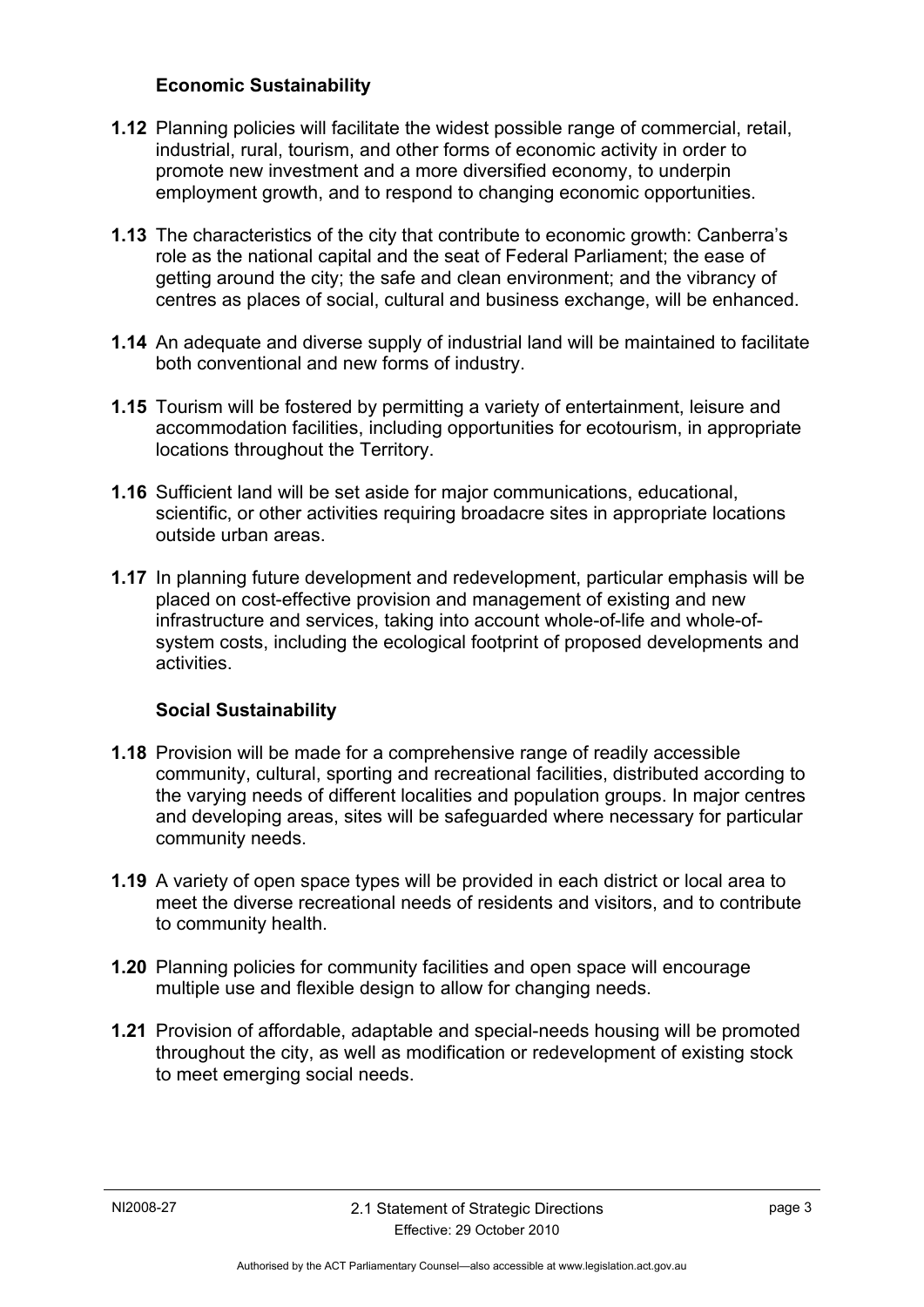### Economic Sustainability

**1.12** Planning policies will facilitate the widest possible range of commercial, retail, industrial, rural, tourism, and other forms of economic activity in order to promote new investment and a more diversified economy, to underpin employment growth, and to respond to changing economic opportunities.

**1.13** The characteristics of the city that contribute to economic growth: Canberra's role as the national capital and the seat of Federal Parliament; the ease of getting around the city; the safe and clean environment; and the vibrancy of centres as places of social, cultural and business exchange, will be enhanced.

**1.14** An adequate and diverse supply of industrial land will be maintained to facilitate both conventional and new forms of industry.

**1.15** Tourism will be fostered by permitting a variety of entertainment, leisure and accommodation facilities, including opportunities for ecotourism, in appropriate locations throughout the Territory.

**1.16** Sufficient land will be set aside for major communications, educational, scientific, or other activities requiring broadacre sites in appropriate locations outside urban areas.

**1.17** In planning future development and redevelopment, particular emphasis will be placed on cost-effective provision and management of existing and new infrastructure and services, taking into account whole-of-life and whole-of-system costs, including the ecological footprint of proposed developments and activities.

### Social Sustainability

**1.18** Provision will be made for a comprehensive range of readily accessible community, cultural, sporting and recreational facilities, distributed according to the varying needs of different localities and population groups. In major centres and developing areas, sites will be safeguarded where necessary for particular community needs.

**1.19** A variety of open space types will be provided in each district or local area to meet the diverse recreational needs of residents and visitors, and to contribute to community health.

**1.20** Planning policies for community facilities and open space will encourage multiple use and flexible design to allow for changing needs.

**1.21** Provision of affordable, adaptable and special-needs housing will be promoted throughout the city, as well as modification or redevelopment of existing stock to meet emerging social needs.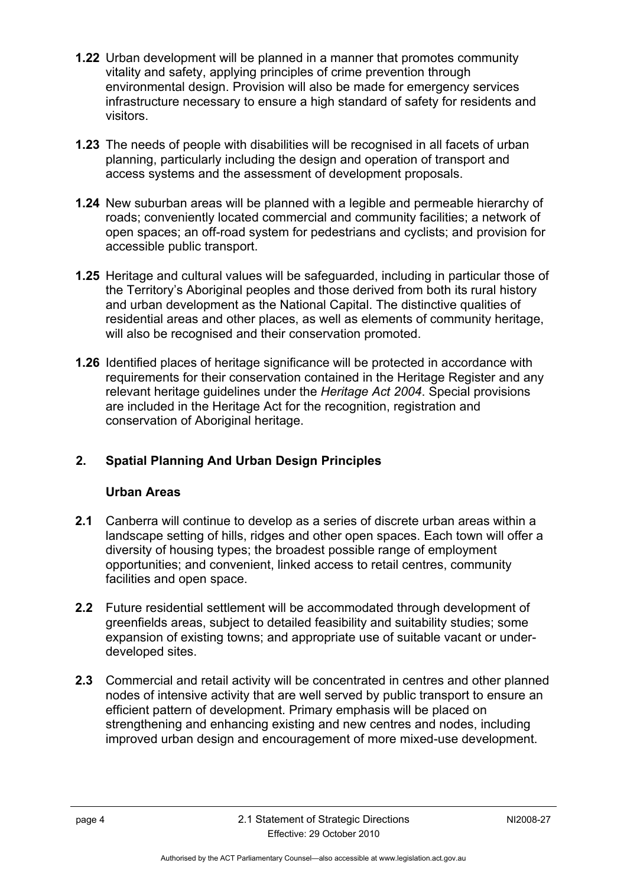**1.22** Urban development will be planned in a manner that promotes community vitality and safety, applying principles of crime prevention through environmental design. Provision will also be made for emergency services infrastructure necessary to ensure a high standard of safety for residents and visitors.

**1.23** The needs of people with disabilities will be recognised in all facets of urban planning, particularly including the design and operation of transport and access systems and the assessment of development proposals.

**1.24** New suburban areas will be planned with a legible and permeable hierarchy of roads; conveniently located commercial and community facilities; a network of open spaces; an off-road system for pedestrians and cyclists; and provision for accessible public transport.

**1.25** Heritage and cultural values will be safeguarded, including in particular those of the Territory's Aboriginal peoples and those derived from both its rural history and urban development as the National Capital. The distinctive qualities of residential areas and other places, as well as elements of community heritage, will also be recognised and their conservation promoted.

**1.26** Identified places of heritage significance will be protected in accordance with requirements for their conservation contained in the Heritage Register and any relevant heritage guidelines under the *Heritage Act 2004*. Special provisions are included in the Heritage Act for the recognition, registration and conservation of Aboriginal heritage.

## 2. Spatial Planning And Urban Design Principles

### Urban Areas

**2.1** Canberra will continue to develop as a series of discrete urban areas within a landscape setting of hills, ridges and other open spaces. Each town will offer a diversity of housing types; the broadest possible range of employment opportunities; and convenient, linked access to retail centres, community facilities and open space.

**2.2** Future residential settlement will be accommodated through development of greenfields areas, subject to detailed feasibility and suitability studies; some expansion of existing towns; and appropriate use of suitable vacant or under-developed sites.

**2.3** Commercial and retail activity will be concentrated in centres and other planned nodes of intensive activity that are well served by public transport to ensure an efficient pattern of development. Primary emphasis will be placed on strengthening and enhancing existing and new centres and nodes, including improved urban design and encouragement of more mixed-use development.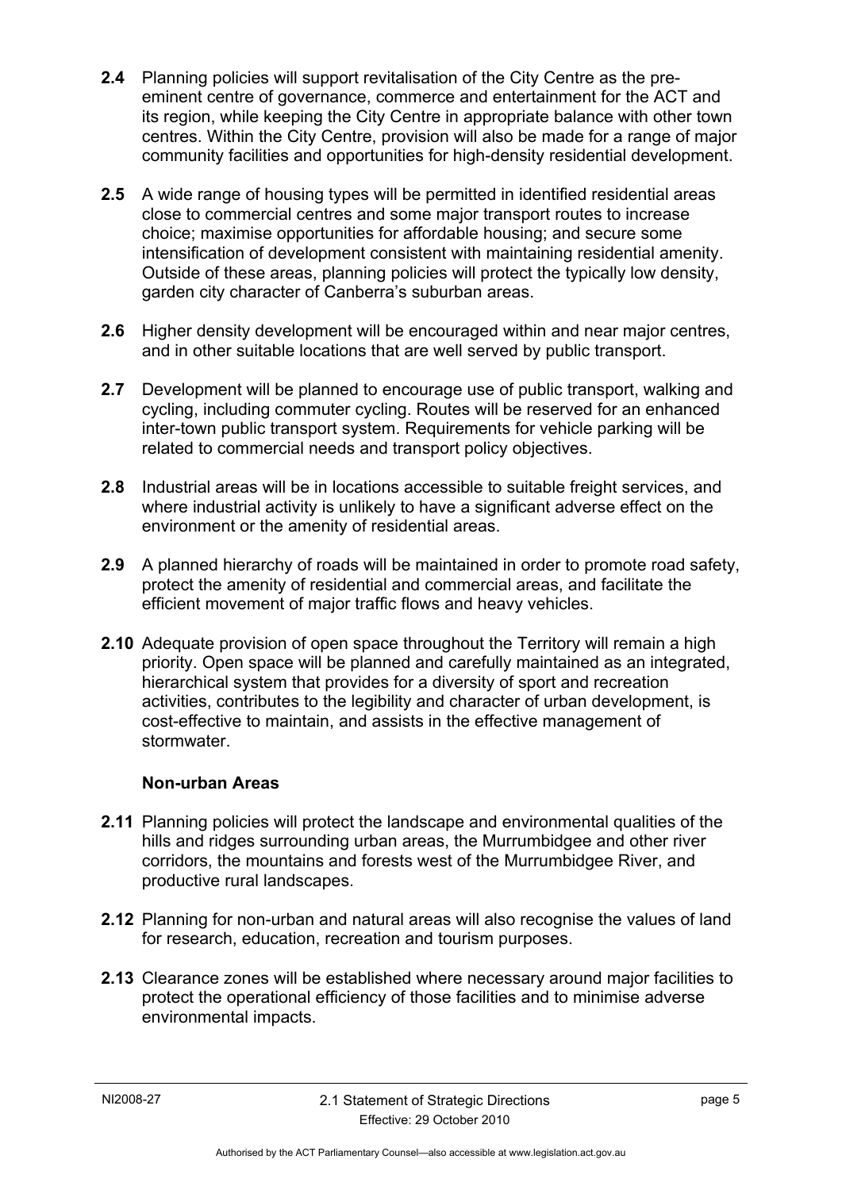**2.4** Planning policies will support revitalisation of the City Centre as the pre-eminent centre of governance, commerce and entertainment for the ACT and its region, while keeping the City Centre in appropriate balance with other town centres. Within the City Centre, provision will also be made for a range of major community facilities and opportunities for high-density residential development.

**2.5** A wide range of housing types will be permitted in identified residential areas close to commercial centres and some major transport routes to increase choice; maximise opportunities for affordable housing; and secure some intensification of development consistent with maintaining residential amenity. Outside of these areas, planning policies will protect the typically low density, garden city character of Canberra's suburban areas.

**2.6** Higher density development will be encouraged within and near major centres, and in other suitable locations that are well served by public transport.

**2.7** Development will be planned to encourage use of public transport, walking and cycling, including commuter cycling. Routes will be reserved for an enhanced inter-town public transport system. Requirements for vehicle parking will be related to commercial needs and transport policy objectives.

**2.8** Industrial areas will be in locations accessible to suitable freight services, and where industrial activity is unlikely to have a significant adverse effect on the environment or the amenity of residential areas.

**2.9** A planned hierarchy of roads will be maintained in order to promote road safety, protect the amenity of residential and commercial areas, and facilitate the efficient movement of major traffic flows and heavy vehicles.

**2.10** Adequate provision of open space throughout the Territory will remain a high priority. Open space will be planned and carefully maintained as an integrated, hierarchical system that provides for a diversity of sport and recreation activities, contributes to the legibility and character of urban development, is cost-effective to maintain, and assists in the effective management of stormwater.

### Non-urban Areas

**2.11** Planning policies will protect the landscape and environmental qualities of the hills and ridges surrounding urban areas, the Murrumbidgee and other river corridors, the mountains and forests west of the Murrumbidgee River, and productive rural landscapes.

**2.12** Planning for non-urban and natural areas will also recognise the values of land for research, education, recreation and tourism purposes.

**2.13** Clearance zones will be established where necessary around major facilities to protect the operational efficiency of those facilities and to minimise adverse environmental impacts.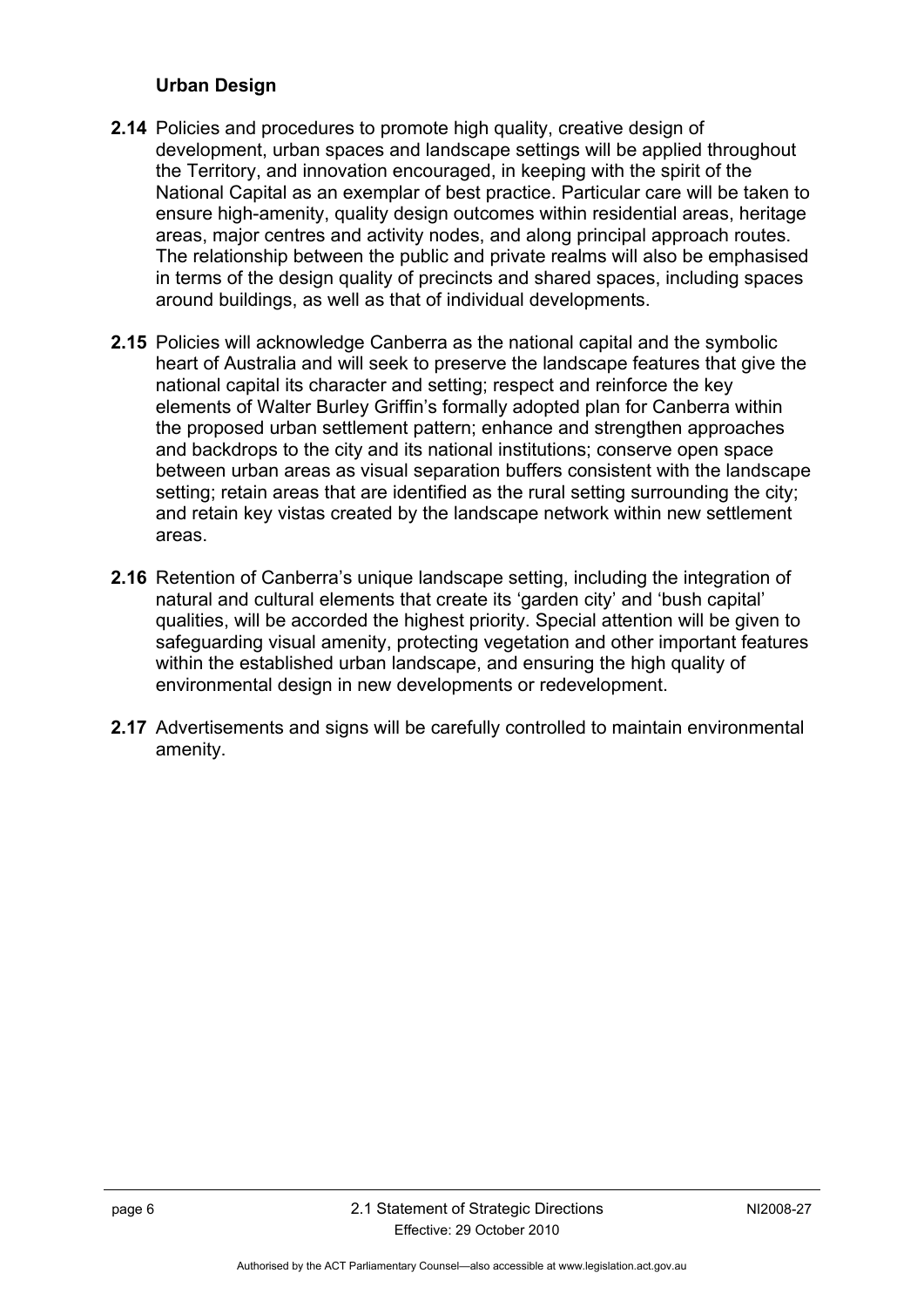### Urban Design

**2.14** Policies and procedures to promote high quality, creative design of development, urban spaces and landscape settings will be applied throughout the Territory, and innovation encouraged, in keeping with the spirit of the National Capital as an exemplar of best practice. Particular care will be taken to ensure high-amenity, quality design outcomes within residential areas, heritage areas, major centres and activity nodes, and along principal approach routes. The relationship between the public and private realms will also be emphasised in terms of the design quality of precincts and shared spaces, including spaces around buildings, as well as that of individual developments.

**2.15** Policies will acknowledge Canberra as the national capital and the symbolic heart of Australia and will seek to preserve the landscape features that give the national capital its character and setting; respect and reinforce the key elements of Walter Burley Griffin's formally adopted plan for Canberra within the proposed urban settlement pattern; enhance and strengthen approaches and backdrops to the city and its national institutions; conserve open space between urban areas as visual separation buffers consistent with the landscape setting; retain areas that are identified as the rural setting surrounding the city; and retain key vistas created by the landscape network within new settlement areas.

**2.16** Retention of Canberra's unique landscape setting, including the integration of natural and cultural elements that create its 'garden city' and 'bush capital' qualities, will be accorded the highest priority. Special attention will be given to safeguarding visual amenity, protecting vegetation and other important features within the established urban landscape, and ensuring the high quality of environmental design in new developments or redevelopment.

**2.17** Advertisements and signs will be carefully controlled to maintain environmental amenity.